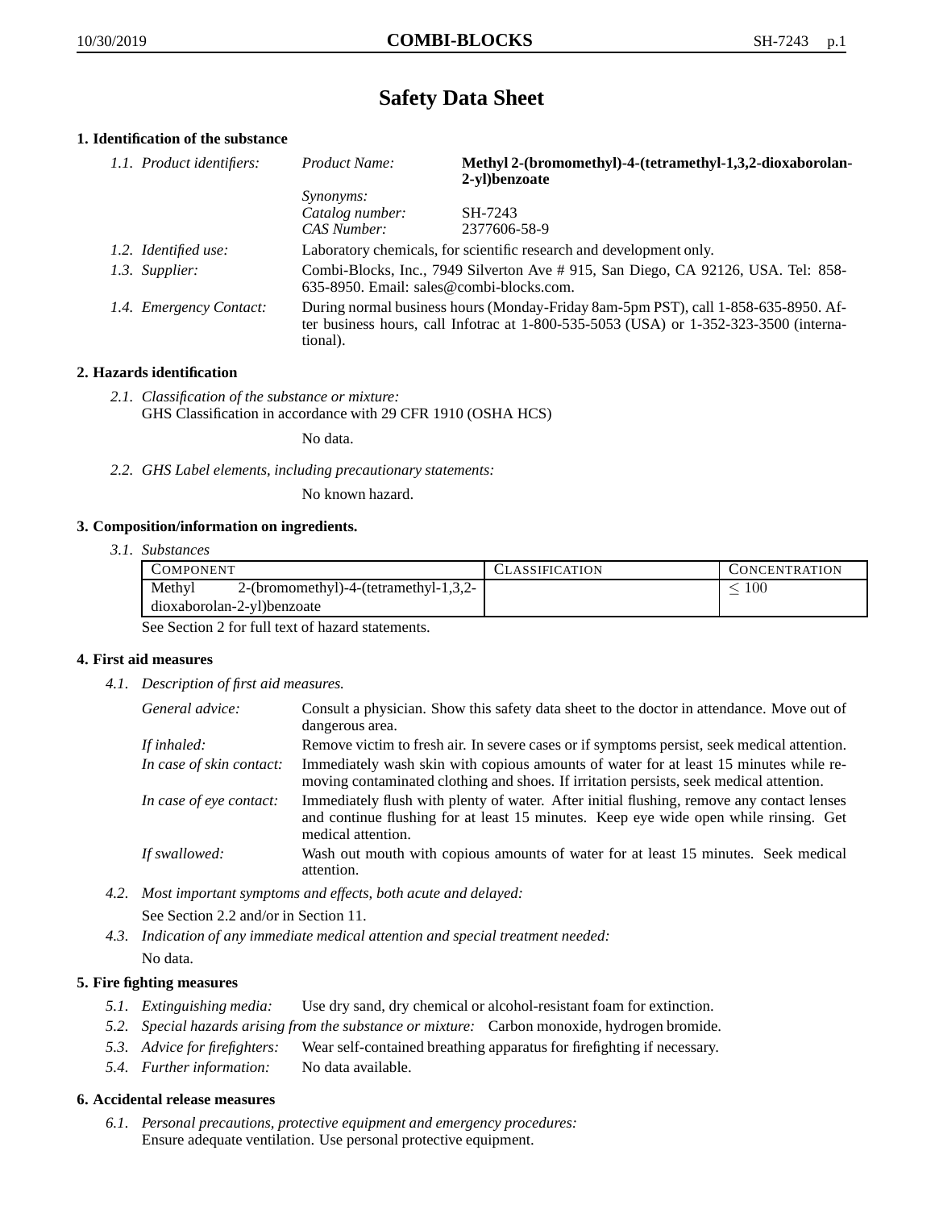# Safety Data Sheet

## 1. Identification of the substance

| | | |
|---|---|---|
| *1.1. Product identifiers:* | *Product Name:* | **Methyl 2-(bromomethyl)-4-(tetramethyl-1,3,2-dioxaborolan-2-yl)benzoate** |
| | *Synonyms:* | |
| | *Catalog number:* | SH-7243 |
| | *CAS Number:* | 2377606-58-9 |
| *1.2. Identified use:* | Laboratory chemicals, for scientific research and development only. | |
| *1.3. Supplier:* | Combi-Blocks, Inc., 7949 Silverton Ave # 915, San Diego, CA 92126, USA. Tel: 858-635-8950. Email: sales@combi-blocks.com. | |
| *1.4. Emergency Contact:* | During normal business hours (Monday-Friday 8am-5pm PST), call 1-858-635-8950. After business hours, call Infotrac at 1-800-535-5053 (USA) or 1-352-323-3500 (international). | |

## 2. Hazards identification

*2.1. Classification of the substance or mixture:*
GHS Classification in accordance with 29 CFR 1910 (OSHA HCS)

No data.

*2.2. GHS Label elements, including precautionary statements:*

No known hazard.

## 3. Composition/information on ingredients.

*3.1. Substances*

| COMPONENT | CLASSIFICATION | CONCENTRATION |
|---|---|---|
| Methyl 2-(bromomethyl)-4-(tetramethyl-1,3,2-dioxaborolan-2-yl)benzoate | | $\leq 100$ |

See Section 2 for full text of hazard statements.

## 4. First aid measures

*4.1. Description of first aid measures.*

| | |
|---|---|
| *General advice:* | Consult a physician. Show this safety data sheet to the doctor in attendance. Move out of dangerous area. |
| *If inhaled:* | Remove victim to fresh air. In severe cases or if symptoms persist, seek medical attention. |
| *In case of skin contact:* | Immediately wash skin with copious amounts of water for at least 15 minutes while removing contaminated clothing and shoes. If irritation persists, seek medical attention. |
| *In case of eye contact:* | Immediately flush with plenty of water. After initial flushing, remove any contact lenses and continue flushing for at least 15 minutes. Keep eye wide open while rinsing. Get medical attention. |
| *If swallowed:* | Wash out mouth with copious amounts of water for at least 15 minutes. Seek medical attention. |

*4.2. Most important symptoms and effects, both acute and delayed:*
See Section 2.2 and/or in Section 11.

*4.3. Indication of any immediate medical attention and special treatment needed:*
No data.

## 5. Fire fighting measures

*5.1. Extinguishing media:* Use dry sand, dry chemical or alcohol-resistant foam for extinction.

*5.2. Special hazards arising from the substance or mixture:* Carbon monoxide, hydrogen bromide.

*5.3. Advice for firefighters:* Wear self-contained breathing apparatus for firefighting if necessary.

*5.4. Further information:* No data available.

## 6. Accidental release measures

*6.1. Personal precautions, protective equipment and emergency procedures:*
Ensure adequate ventilation. Use personal protective equipment.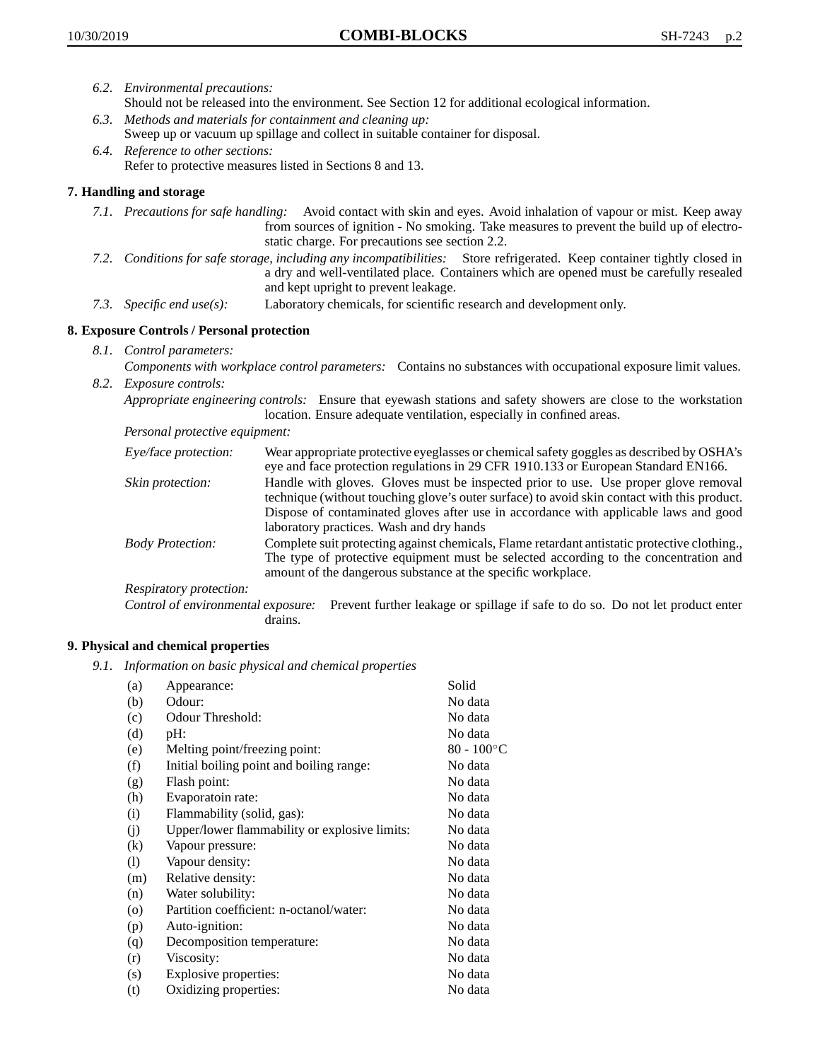*6.2. Environmental precautions:*
Should not be released into the environment. See Section 12 for additional ecological information.

*6.3. Methods and materials for containment and cleaning up:*
Sweep up or vacuum up spillage and collect in suitable container for disposal.

*6.4. Reference to other sections:*
Refer to protective measures listed in Sections 8 and 13.

## 7. Handling and storage

*7.1. Precautions for safe handling:* Avoid contact with skin and eyes. Avoid inhalation of vapour or mist. Keep away from sources of ignition - No smoking. Take measures to prevent the build up of electrostatic charge. For precautions see section 2.2.

*7.2. Conditions for safe storage, including any incompatibilities:* Store refrigerated. Keep container tightly closed in a dry and well-ventilated place. Containers which are opened must be carefully resealed and kept upright to prevent leakage.

*7.3. Specific end use(s):* Laboratory chemicals, for scientific research and development only.

## 8. Exposure Controls / Personal protection

*8.1. Control parameters:*
*Components with workplace control parameters:* Contains no substances with occupational exposure limit values.

*8.2. Exposure controls:*
*Appropriate engineering controls:* Ensure that eyewash stations and safety showers are close to the workstation location. Ensure adequate ventilation, especially in confined areas.

*Personal protective equipment:*

*Eye/face protection:* Wear appropriate protective eyeglasses or chemical safety goggles as described by OSHA's eye and face protection regulations in 29 CFR 1910.133 or European Standard EN166.

*Skin protection:* Handle with gloves. Gloves must be inspected prior to use. Use proper glove removal technique (without touching glove's outer surface) to avoid skin contact with this product. Dispose of contaminated gloves after use in accordance with applicable laws and good laboratory practices. Wash and dry hands

*Body Protection:* Complete suit protecting against chemicals, Flame retardant antistatic protective clothing., The type of protective equipment must be selected according to the concentration and amount of the dangerous substance at the specific workplace.

*Respiratory protection:*

*Control of environmental exposure:* Prevent further leakage or spillage if safe to do so. Do not let product enter drains.

## 9. Physical and chemical properties

*9.1. Information on basic physical and chemical properties*

| | | |
|---|---|---|
| (a) | Appearance: | Solid |
| (b) | Odour: | No data |
| (c) | Odour Threshold: | No data |
| (d) | pH: | No data |
| (e) | Melting point/freezing point: | 80 - 100°C |
| (f) | Initial boiling point and boiling range: | No data |
| (g) | Flash point: | No data |
| (h) | Evaporatoin rate: | No data |
| (i) | Flammability (solid, gas): | No data |
| (j) | Upper/lower flammability or explosive limits: | No data |
| (k) | Vapour pressure: | No data |
| (l) | Vapour density: | No data |
| (m) | Relative density: | No data |
| (n) | Water solubility: | No data |
| (o) | Partition coefficient: n-octanol/water: | No data |
| (p) | Auto-ignition: | No data |
| (q) | Decomposition temperature: | No data |
| (r) | Viscosity: | No data |
| (s) | Explosive properties: | No data |
| (t) | Oxidizing properties: | No data |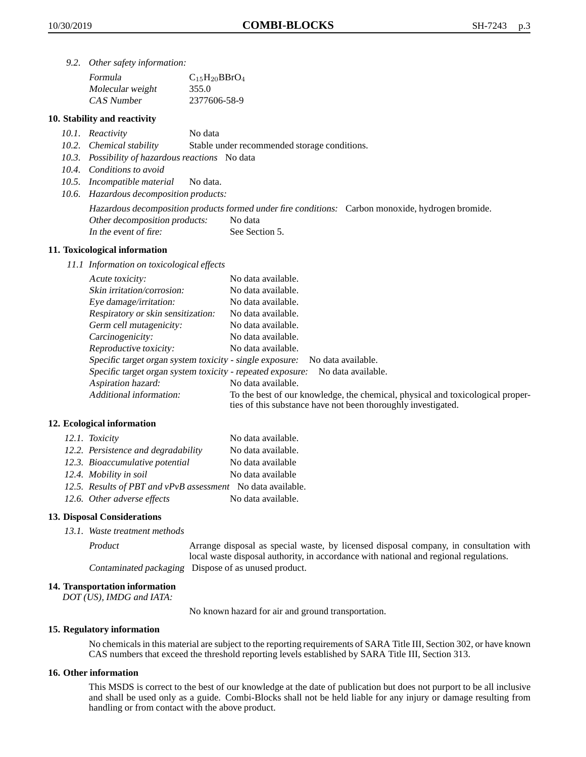*9.2. Other safety information:*

| | |
|---|---|
| *Formula* | $C_{15}H_{20}BBrO_4$ |
| *Molecular weight* | 355.0 |
| *CAS Number* | 2377606-58-9 |

## 10. Stability and reactivity

*10.1. Reactivity* No data

*10.2. Chemical stability* Stable under recommended storage conditions.

*10.3. Possibility of hazardous reactions* No data

*10.4. Conditions to avoid*

*10.5. Incompatible material* No data.

*10.6. Hazardous decomposition products:*

*Hazardous decomposition products formed under fire conditions:* Carbon monoxide, hydrogen bromide.

*Other decomposition products:* No data

*In the event of fire:* See Section 5.

## 11. Toxicological information

*11.1 Information on toxicological effects*

| | |
|---|---|
| *Acute toxicity:* | No data available. |
| *Skin irritation/corrosion:* | No data available. |
| *Eye damage/irritation:* | No data available. |
| *Respiratory or skin sensitization:* | No data available. |
| *Germ cell mutagenicity:* | No data available. |
| *Carcinogenicity:* | No data available. |
| *Reproductive toxicity:* | No data available. |
| *Specific target organ system toxicity - single exposure:* | No data available. |
| *Specific target organ system toxicity - repeated exposure:* | No data available. |
| *Aspiration hazard:* | No data available. |
| *Additional information:* | To the best of our knowledge, the chemical, physical and toxicological properties of this substance have not been thoroughly investigated. |

## 12. Ecological information

| | |
|---|---|
| *12.1. Toxicity* | No data available. |
| *12.2. Persistence and degradability* | No data available. |
| *12.3. Bioaccumulative potential* | No data available |
| *12.4. Mobility in soil* | No data available |
| *12.5. Results of PBT and vPvB assessment* | No data available. |
| *12.6. Other adverse effects* | No data available. |

## 13. Disposal Considerations

*13.1. Waste treatment methods*

*Product* Arrange disposal as special waste, by licensed disposal company, in consultation with local waste disposal authority, in accordance with national and regional regulations.

*Contaminated packaging* Dispose of as unused product.

## 14. Transportation information

*DOT (US), IMDG and IATA:*

No known hazard for air and ground transportation.

## 15. Regulatory information

No chemicals in this material are subject to the reporting requirements of SARA Title III, Section 302, or have known CAS numbers that exceed the threshold reporting levels established by SARA Title III, Section 313.

## 16. Other information

This MSDS is correct to the best of our knowledge at the date of publication but does not purport to be all inclusive and shall be used only as a guide. Combi-Blocks shall not be held liable for any injury or damage resulting from handling or from contact with the above product.